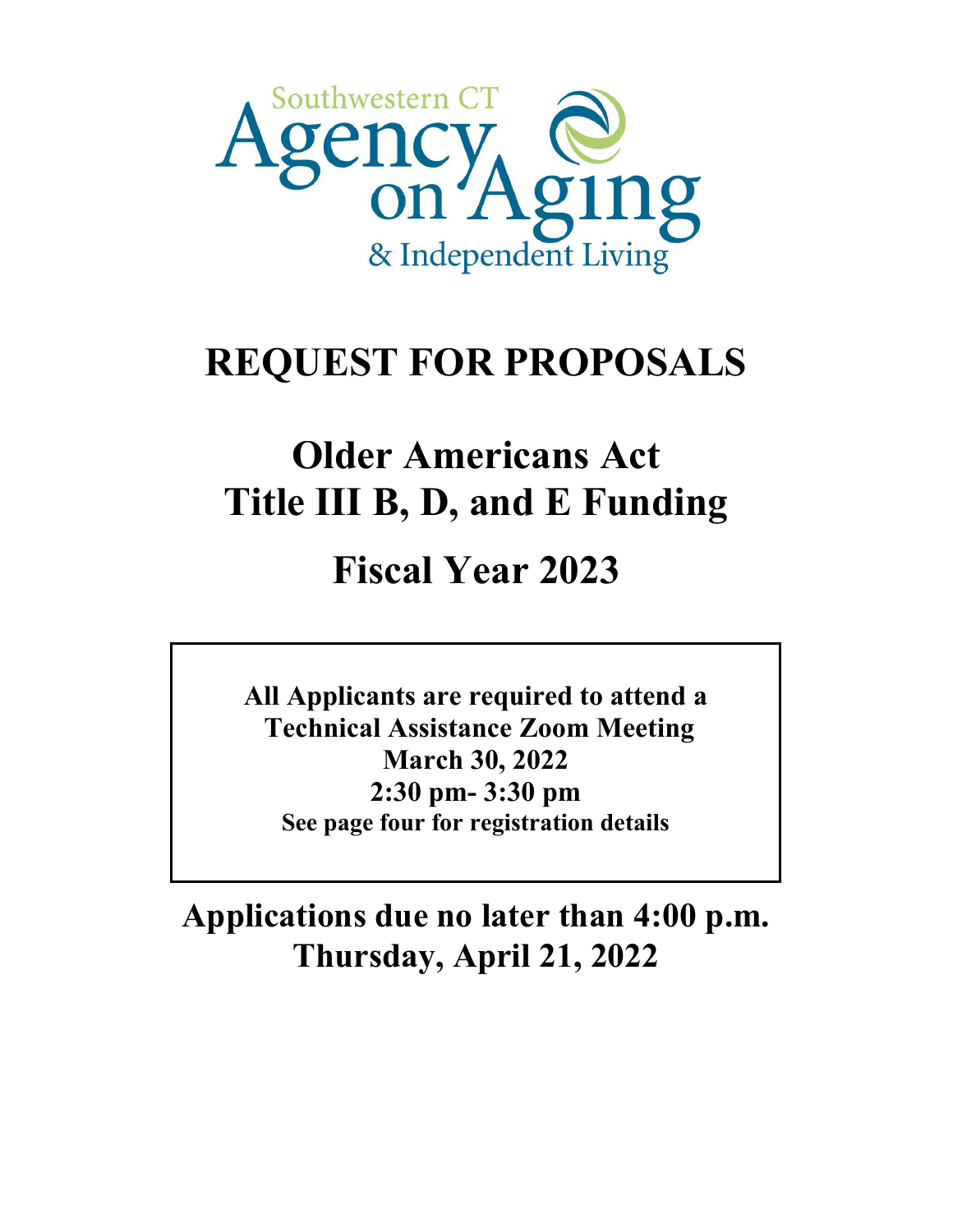Southwestern CT Agency on Aging & Independent Living

# REQUEST FOR PROPOSALS

# Older Americans Act Title III B, D, and E Funding

# Fiscal Year 2023

**All Applicants are required to attend a Technical Assistance Zoom Meeting**
**March 30, 2022**
**2:30 pm- 3:30 pm**
**See page four for registration details**

**Applications due no later than 4:00 p.m. Thursday, April 21, 2022**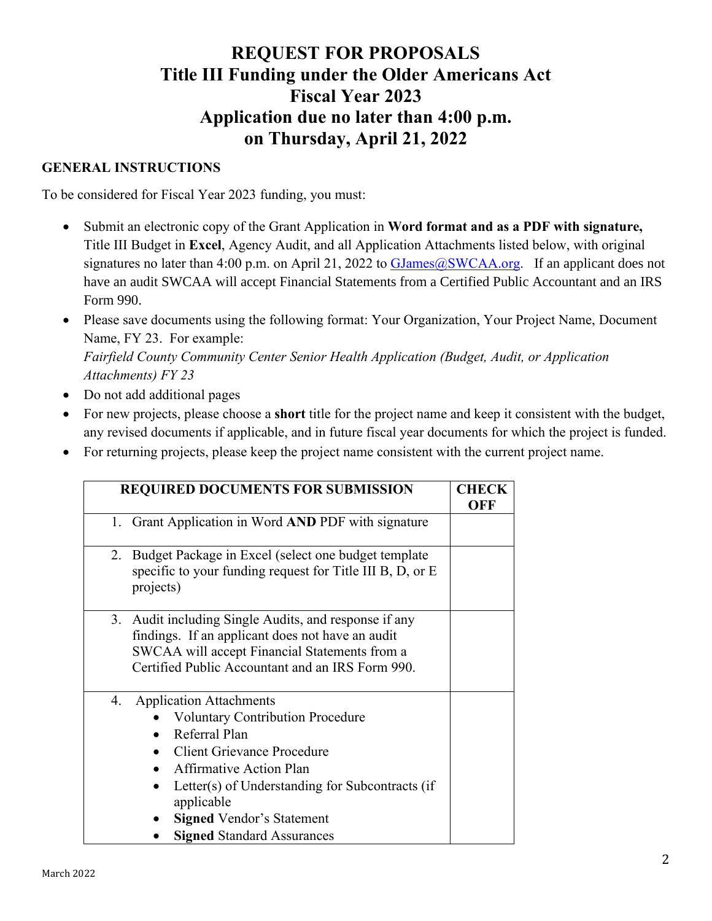# REQUEST FOR PROPOSALS
# Title III Funding under the Older Americans Act
# Fiscal Year 2023
# Application due no later than 4:00 p.m. on Thursday, April 21, 2022

## GENERAL INSTRUCTIONS

To be considered for Fiscal Year 2023 funding, you must:

- Submit an electronic copy of the Grant Application in **Word format and as a PDF with signature,** Title III Budget in **Excel**, Agency Audit, and all Application Attachments listed below, with original signatures no later than 4:00 p.m. on April 21, 2022 to GJames@SWCAA.org. If an applicant does not have an audit SWCAA will accept Financial Statements from a Certified Public Accountant and an IRS Form 990.
- Please save documents using the following format: Your Organization, Your Project Name, Document Name, FY 23. For example: *Fairfield County Community Center Senior Health Application (Budget, Audit, or Application Attachments) FY 23*
- Do not add additional pages
- For new projects, please choose a **short** title for the project name and keep it consistent with the budget, any revised documents if applicable, and in future fiscal year documents for which the project is funded.
- For returning projects, please keep the project name consistent with the current project name.

| REQUIRED DOCUMENTS FOR SUBMISSION | CHECK OFF |
|---|---|
| 1. Grant Application in Word **AND** PDF with signature | |
| 2. Budget Package in Excel (select one budget template specific to your funding request for Title III B, D, or E projects) | |
| 3. Audit including Single Audits, and response if any findings. If an applicant does not have an audit SWCAA will accept Financial Statements from a Certified Public Accountant and an IRS Form 990. | |
| 4. Application Attachments<br>• Voluntary Contribution Procedure<br>• Referral Plan<br>• Client Grievance Procedure<br>• Affirmative Action Plan<br>• Letter(s) of Understanding for Subcontracts (if applicable<br>• **Signed** Vendor's Statement<br>• **Signed** Standard Assurances | |

March 2022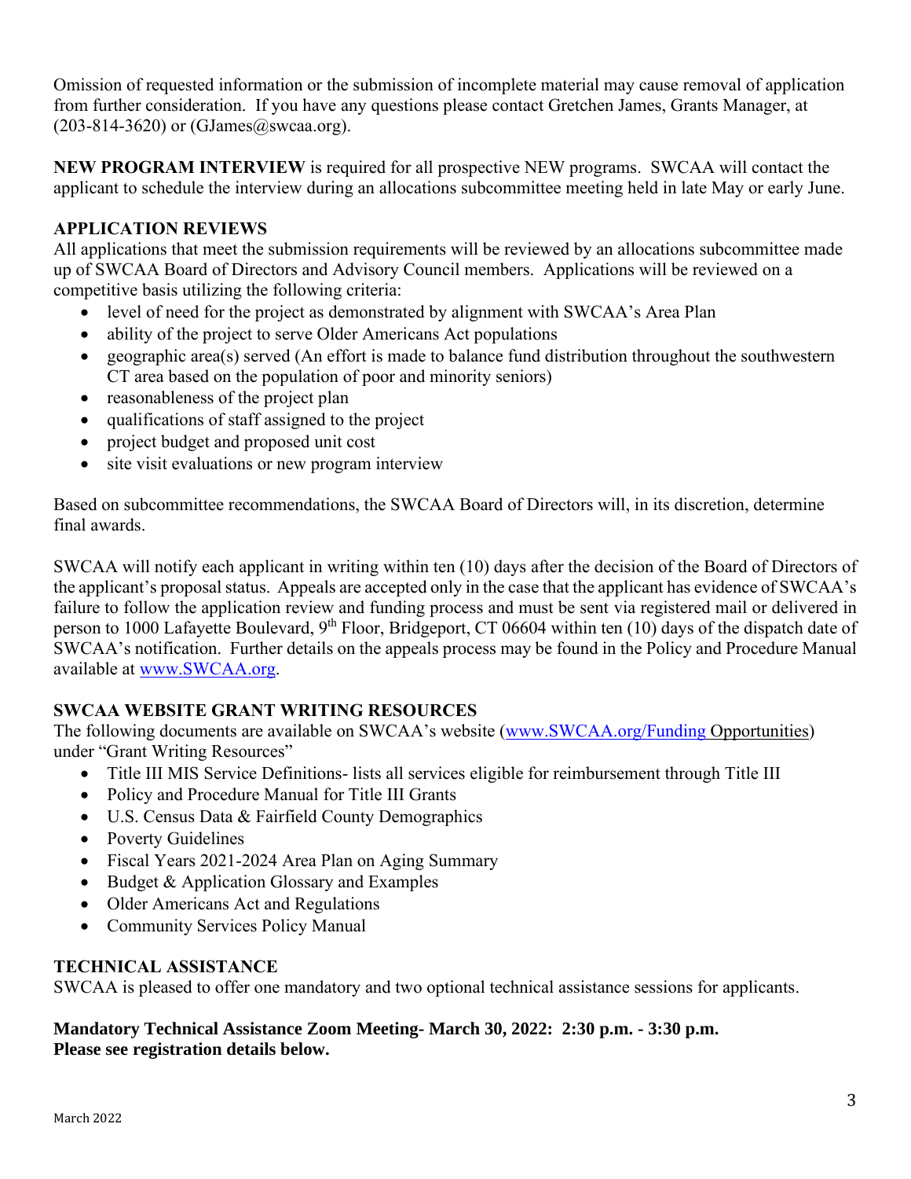Omission of requested information or the submission of incomplete material may cause removal of application from further consideration. If you have any questions please contact Gretchen James, Grants Manager, at (203-814-3620) or (GJames@swcaa.org).

**NEW PROGRAM INTERVIEW** is required for all prospective NEW programs. SWCAA will contact the applicant to schedule the interview during an allocations subcommittee meeting held in late May or early June.

### APPLICATION REVIEWS

All applications that meet the submission requirements will be reviewed by an allocations subcommittee made up of SWCAA Board of Directors and Advisory Council members. Applications will be reviewed on a competitive basis utilizing the following criteria:

- level of need for the project as demonstrated by alignment with SWCAA's Area Plan
- ability of the project to serve Older Americans Act populations
- geographic area(s) served (An effort is made to balance fund distribution throughout the southwestern CT area based on the population of poor and minority seniors)
- reasonableness of the project plan
- qualifications of staff assigned to the project
- project budget and proposed unit cost
- site visit evaluations or new program interview

Based on subcommittee recommendations, the SWCAA Board of Directors will, in its discretion, determine final awards.

SWCAA will notify each applicant in writing within ten (10) days after the decision of the Board of Directors of the applicant's proposal status. Appeals are accepted only in the case that the applicant has evidence of SWCAA's failure to follow the application review and funding process and must be sent via registered mail or delivered in person to 1000 Lafayette Boulevard, 9th Floor, Bridgeport, CT 06604 within ten (10) days of the dispatch date of SWCAA's notification. Further details on the appeals process may be found in the Policy and Procedure Manual available at www.SWCAA.org.

### SWCAA WEBSITE GRANT WRITING RESOURCES

The following documents are available on SWCAA's website (www.SWCAA.org/Funding Opportunities) under "Grant Writing Resources"

- Title III MIS Service Definitions- lists all services eligible for reimbursement through Title III
- Policy and Procedure Manual for Title III Grants
- U.S. Census Data & Fairfield County Demographics
- Poverty Guidelines
- Fiscal Years 2021-2024 Area Plan on Aging Summary
- Budget & Application Glossary and Examples
- Older Americans Act and Regulations
- Community Services Policy Manual

### TECHNICAL ASSISTANCE

SWCAA is pleased to offer one mandatory and two optional technical assistance sessions for applicants.

**Mandatory Technical Assistance Zoom Meeting- March 30, 2022: 2:30 p.m. - 3:30 p.m.**
**Please see registration details below.**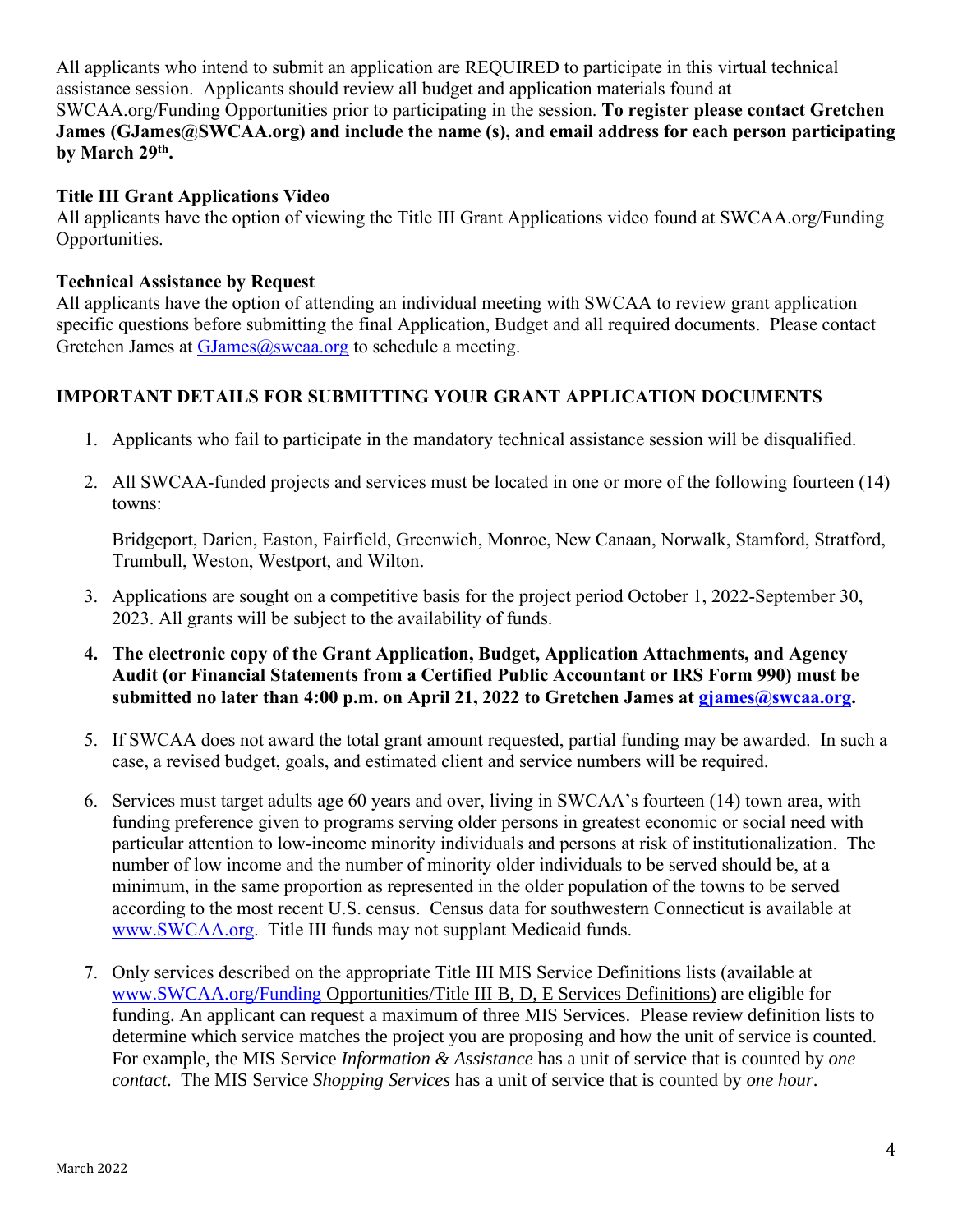All applicants who intend to submit an application are REQUIRED to participate in this virtual technical assistance session. Applicants should review all budget and application materials found at SWCAA.org/Funding Opportunities prior to participating in the session. **To register please contact Gretchen James (GJames@SWCAA.org) and include the name (s), and email address for each person participating by March 29th.**

**Title III Grant Applications Video**
All applicants have the option of viewing the Title III Grant Applications video found at SWCAA.org/Funding Opportunities.

**Technical Assistance by Request**
All applicants have the option of attending an individual meeting with SWCAA to review grant application specific questions before submitting the final Application, Budget and all required documents. Please contact Gretchen James at GJames@swcaa.org to schedule a meeting.

## IMPORTANT DETAILS FOR SUBMITTING YOUR GRANT APPLICATION DOCUMENTS

1. Applicants who fail to participate in the mandatory technical assistance session will be disqualified.

2. All SWCAA-funded projects and services must be located in one or more of the following fourteen (14) towns:

   Bridgeport, Darien, Easton, Fairfield, Greenwich, Monroe, New Canaan, Norwalk, Stamford, Stratford, Trumbull, Weston, Westport, and Wilton.

3. Applications are sought on a competitive basis for the project period October 1, 2022-September 30, 2023. All grants will be subject to the availability of funds.

4. **The electronic copy of the Grant Application, Budget, Application Attachments, and Agency Audit (or Financial Statements from a Certified Public Accountant or IRS Form 990) must be submitted no later than 4:00 p.m. on April 21, 2022 to Gretchen James at gjames@swcaa.org.**

5. If SWCAA does not award the total grant amount requested, partial funding may be awarded. In such a case, a revised budget, goals, and estimated client and service numbers will be required.

6. Services must target adults age 60 years and over, living in SWCAA's fourteen (14) town area, with funding preference given to programs serving older persons in greatest economic or social need with particular attention to low-income minority individuals and persons at risk of institutionalization. The number of low income and the number of minority older individuals to be served should be, at a minimum, in the same proportion as represented in the older population of the towns to be served according to the most recent U.S. census. Census data for southwestern Connecticut is available at www.SWCAA.org. Title III funds may not supplant Medicaid funds.

7. Only services described on the appropriate Title III MIS Service Definitions lists (available at www.SWCAA.org/Funding Opportunities/Title III B, D, E Services Definitions) are eligible for funding. An applicant can request a maximum of three MIS Services. Please review definition lists to determine which service matches the project you are proposing and how the unit of service is counted. For example, the MIS Service *Information & Assistance* has a unit of service that is counted by *one contact*. The MIS Service *Shopping Services* has a unit of service that is counted by *one hour*.

March 2022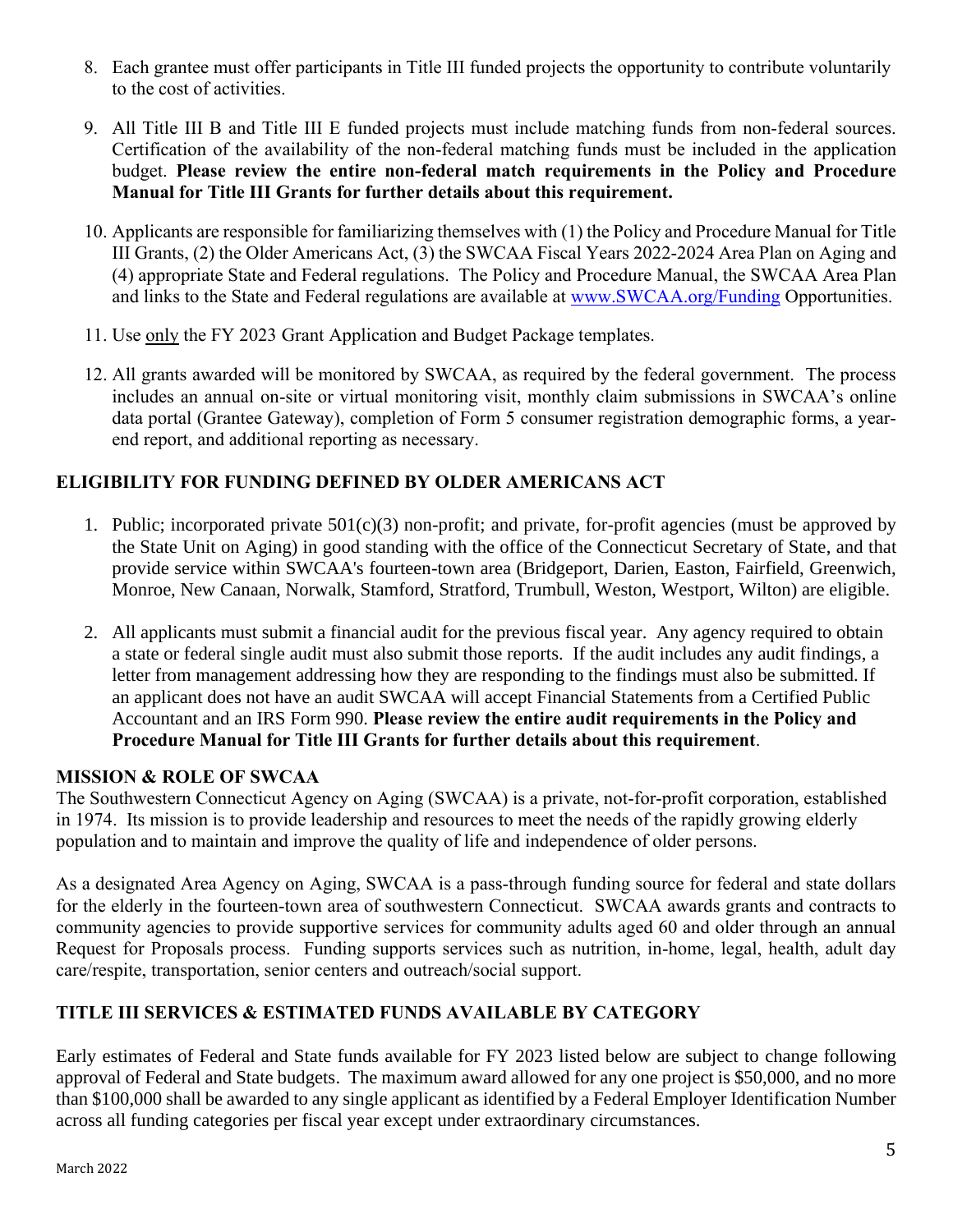8. Each grantee must offer participants in Title III funded projects the opportunity to contribute voluntarily to the cost of activities.

9. All Title III B and Title III E funded projects must include matching funds from non-federal sources. Certification of the availability of the non-federal matching funds must be included in the application budget. **Please review the entire non-federal match requirements in the Policy and Procedure Manual for Title III Grants for further details about this requirement.**

10. Applicants are responsible for familiarizing themselves with (1) the Policy and Procedure Manual for Title III Grants, (2) the Older Americans Act, (3) the SWCAA Fiscal Years 2022-2024 Area Plan on Aging and (4) appropriate State and Federal regulations. The Policy and Procedure Manual, the SWCAA Area Plan and links to the State and Federal regulations are available at [www.SWCAA.org/Funding](www.SWCAA.org/Funding) Opportunities.

11. Use only the FY 2023 Grant Application and Budget Package templates.

12. All grants awarded will be monitored by SWCAA, as required by the federal government. The process includes an annual on-site or virtual monitoring visit, monthly claim submissions in SWCAA's online data portal (Grantee Gateway), completion of Form 5 consumer registration demographic forms, a year-end report, and additional reporting as necessary.

## ELIGIBILITY FOR FUNDING DEFINED BY OLDER AMERICANS ACT

1. Public; incorporated private 501(c)(3) non-profit; and private, for-profit agencies (must be approved by the State Unit on Aging) in good standing with the office of the Connecticut Secretary of State, and that provide service within SWCAA's fourteen-town area (Bridgeport, Darien, Easton, Fairfield, Greenwich, Monroe, New Canaan, Norwalk, Stamford, Stratford, Trumbull, Weston, Westport, Wilton) are eligible.

2. All applicants must submit a financial audit for the previous fiscal year. Any agency required to obtain a state or federal single audit must also submit those reports. If the audit includes any audit findings, a letter from management addressing how they are responding to the findings must also be submitted. If an applicant does not have an audit SWCAA will accept Financial Statements from a Certified Public Accountant and an IRS Form 990. **Please review the entire audit requirements in the Policy and Procedure Manual for Title III Grants for further details about this requirement**.

## MISSION & ROLE OF SWCAA

The Southwestern Connecticut Agency on Aging (SWCAA) is a private, not-for-profit corporation, established in 1974. Its mission is to provide leadership and resources to meet the needs of the rapidly growing elderly population and to maintain and improve the quality of life and independence of older persons.

As a designated Area Agency on Aging, SWCAA is a pass-through funding source for federal and state dollars for the elderly in the fourteen-town area of southwestern Connecticut. SWCAA awards grants and contracts to community agencies to provide supportive services for community adults aged 60 and older through an annual Request for Proposals process. Funding supports services such as nutrition, in-home, legal, health, adult day care/respite, transportation, senior centers and outreach/social support.

## TITLE III SERVICES & ESTIMATED FUNDS AVAILABLE BY CATEGORY

Early estimates of Federal and State funds available for FY 2023 listed below are subject to change following approval of Federal and State budgets. The maximum award allowed for any one project is $50,000, and no more than $100,000 shall be awarded to any single applicant as identified by a Federal Employer Identification Number across all funding categories per fiscal year except under extraordinary circumstances.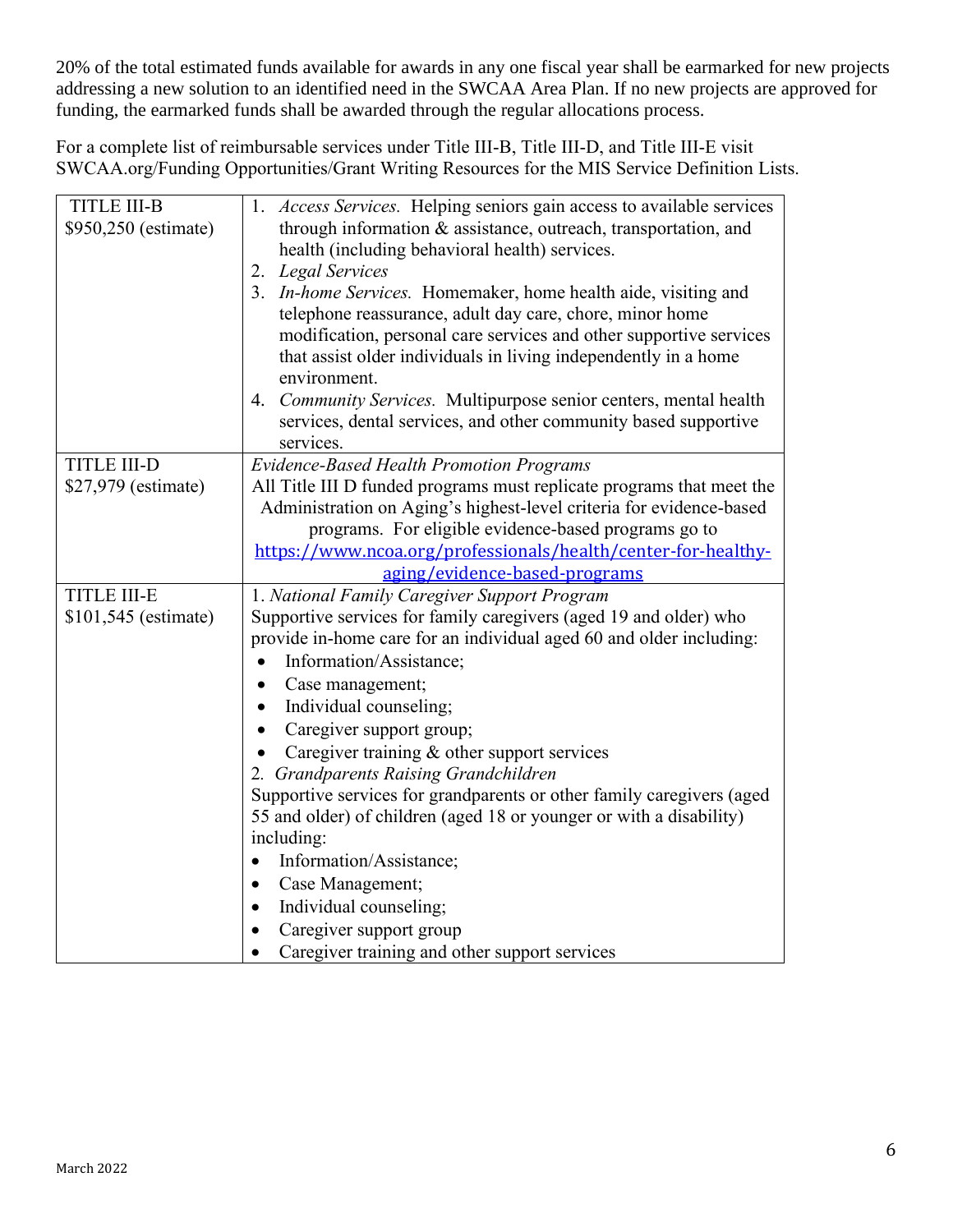20% of the total estimated funds available for awards in any one fiscal year shall be earmarked for new projects addressing a new solution to an identified need in the SWCAA Area Plan. If no new projects are approved for funding, the earmarked funds shall be awarded through the regular allocations process.

For a complete list of reimbursable services under Title III-B, Title III-D, and Title III-E visit SWCAA.org/Funding Opportunities/Grant Writing Resources for the MIS Service Definition Lists.

| | |
|---|---|
| TITLE III-B<br>$950,250 (estimate) | 1. *Access Services.* Helping seniors gain access to available services through information & assistance, outreach, transportation, and health (including behavioral health) services.<br>2. *Legal Services*<br>3. *In-home Services.* Homemaker, home health aide, visiting and telephone reassurance, adult day care, chore, minor home modification, personal care services and other supportive services that assist older individuals in living independently in a home environment.<br>4. *Community Services.* Multipurpose senior centers, mental health services, dental services, and other community based supportive services. |
| TITLE III-D<br>$27,979 (estimate) | *Evidence-Based Health Promotion Programs*<br>All Title III D funded programs must replicate programs that meet the Administration on Aging's highest-level criteria for evidence-based programs. For eligible evidence-based programs go to https://www.ncoa.org/professionals/health/center-for-healthy-aging/evidence-based-programs |
| TITLE III-E<br>$101,545 (estimate) | 1. *National Family Caregiver Support Program*<br>Supportive services for family caregivers (aged 19 and older) who provide in-home care for an individual aged 60 and older including:<br>• Information/Assistance;<br>• Case management;<br>• Individual counseling;<br>• Caregiver support group;<br>• Caregiver training & other support services<br>2. *Grandparents Raising Grandchildren*<br>Supportive services for grandparents or other family caregivers (aged 55 and older) of children (aged 18 or younger or with a disability) including:<br>• Information/Assistance;<br>• Case Management;<br>• Individual counseling;<br>• Caregiver support group<br>• Caregiver training and other support services |

March 2022